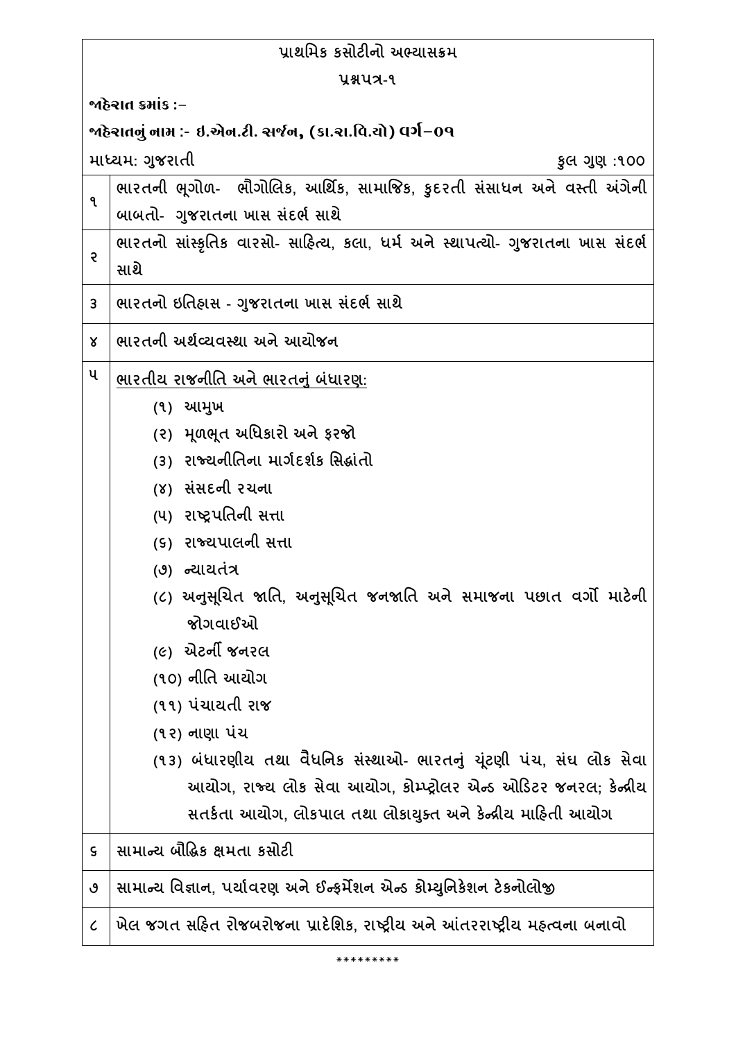# પ્રાથમિક કસોટીનો અભ્યાસક્રમ

## પ્રશ્નપત્ર-૧

**જાહેરાત ક્રમાંક :–**

**જાહેરાતનું નામ :- ઇ.એન.ટી. સર્જન, (કા.રા.વિ.યો) વર્ગ–૦૧**

માધ્યમ: ગુજરાતી | કુલ ગુણ :૧૦૦

| ક્રમ | વિષય |
|---|---|
| ૧ | ભારતની ભૂગોળ- ભૌગોલિક, આર્થિક, સામાજિક, કુદરતી સંસાધન અને વસ્તી અંગેની બાબતો- ગુજરાતના ખાસ સંદર્ભ સાથે |
| ૨ | ભારતનો સાંસ્કૃતિક વારસો- સાહિત્ય, કલા, ધર્મ અને સ્થાપત્યો- ગુજરાતના ખાસ સંદર્ભ સાથે |
| ૩ | ભારતનો ઇતિહાસ - ગુજરાતના ખાસ સંદર્ભ સાથે |
| ૪ | ભારતની અર્થવ્યવસ્થા અને આયોજન |
| ૫ | <u>ભારતીય રાજનીતિ અને ભારતનું બંધારણ:</u><br>(૧) આમુખ<br>(૨) મૂળભૂત અધિકારો અને ફરજો<br>(૩) રાજ્યનીતિના માર્ગદર્શક સિદ્ધાંતો<br>(૪) સંસદની રચના<br>(૫) રાષ્ટ્રપતિની સત્તા<br>(૬) રાજ્યપાલની સત્તા<br>(૭) ન્યાયતંત્ર<br>(૮) અનુસૂચિત જાતિ, અનુસૂચિત જનજાતિ અને સમાજના પછાત વર્ગો માટેની જોગવાઈઓ<br>(૯) એટર્ની જનરલ<br>(૧૦) નીતિ આયોગ<br>(૧૧) પંચાયતી રાજ<br>(૧૨) નાણા પંચ<br>(૧૩) બંધારણીય તથા વૈધનિક સંસ્થાઓ- ભારતનું ચૂંટણી પંચ, સંઘ લોક સેવા આયોગ, રાજ્ય લોક સેવા આયોગ, કોમ્પ્ટ્રોલર એન્ડ ઓડિટર જનરલ; કેન્દ્રીય સતર્કતા આયોગ, લોકપાલ તથા લોકાયુક્ત અને કેન્દ્રીય માહિતી આયોગ |
| ૬ | સામાન્ય બૌદ્ધિક ક્ષમતા કસોટી |
| ૭ | સામાન્ય વિજ્ઞાન, પર્યાવરણ અને ઈન્ફર્મેશન એન્ડ કોમ્યુનિકેશન ટેકનોલોજી |
| ૮ | ખેલ જગત સહિત રોજબરોજના પ્રાદેશિક, રાષ્ટ્રીય અને આંતરરાષ્ટ્રીય મહત્વના બનાવો |

*********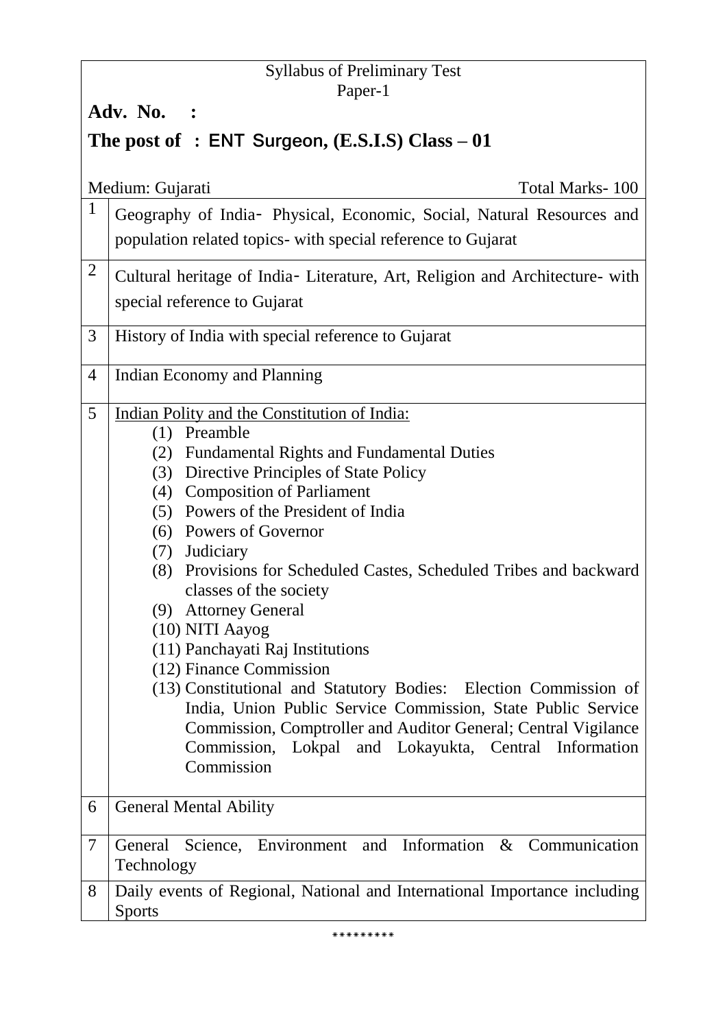Syllabus of Preliminary Test
Paper-1

**Adv. No. :**

**The post of : ENT Surgeon, (E.S.I.S) Class – 01**

Medium: Gujarati | Total Marks- 100

| | |
|---|---|
| 1 | Geography of India- Physical, Economic, Social, Natural Resources and population related topics- with special reference to Gujarat |
| 2 | Cultural heritage of India- Literature, Art, Religion and Architecture- with special reference to Gujarat |
| 3 | History of India with special reference to Gujarat |
| 4 | Indian Economy and Planning |
| 5 | <u>Indian Polity and the Constitution of India:</u><br>(1) Preamble<br>(2) Fundamental Rights and Fundamental Duties<br>(3) Directive Principles of State Policy<br>(4) Composition of Parliament<br>(5) Powers of the President of India<br>(6) Powers of Governor<br>(7) Judiciary<br>(8) Provisions for Scheduled Castes, Scheduled Tribes and backward classes of the society<br>(9) Attorney General<br>(10) NITI Aayog<br>(11) Panchayati Raj Institutions<br>(12) Finance Commission<br>(13) Constitutional and Statutory Bodies: Election Commission of India, Union Public Service Commission, State Public Service Commission, Comptroller and Auditor General; Central Vigilance Commission, Lokpal and Lokayukta, Central Information Commission |
| 6 | General Mental Ability |
| 7 | General Science, Environment and Information & Communication Technology |
| 8 | Daily events of Regional, National and International Importance including Sports |

*********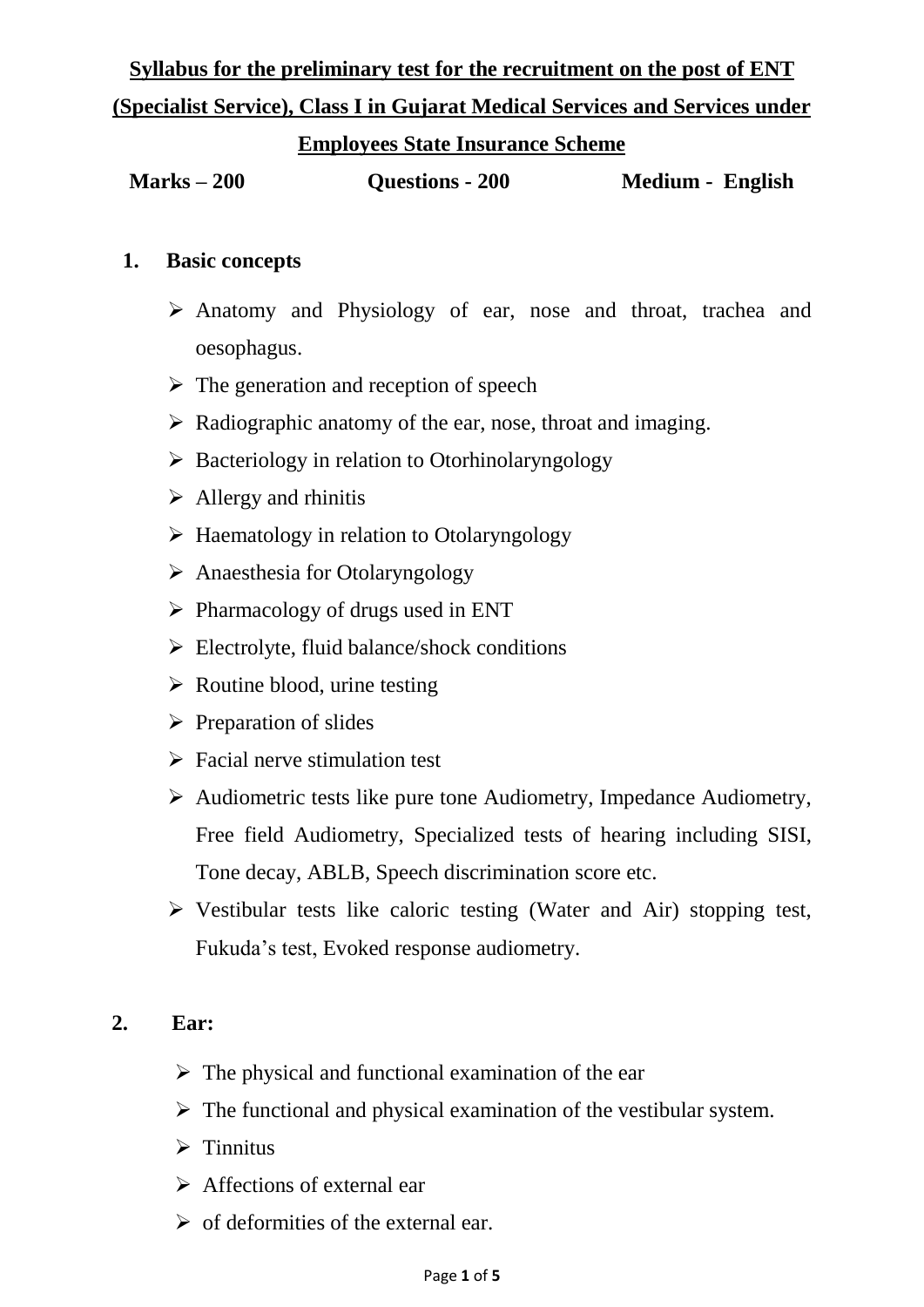**Syllabus for the preliminary test for the recruitment on the post of ENT (Specialist Service), Class I in Gujarat Medical Services and Services under Employees State Insurance Scheme**

**Marks – 200** **Questions - 200** **Medium - English**

1. **Basic concepts**

   - Anatomy and Physiology of ear, nose and throat, trachea and oesophagus.
   - The generation and reception of speech
   - Radiographic anatomy of the ear, nose, throat and imaging.
   - Bacteriology in relation to Otorhinolaryngology
   - Allergy and rhinitis
   - Haematology in relation to Otolaryngology
   - Anaesthesia for Otolaryngology
   - Pharmacology of drugs used in ENT
   - Electrolyte, fluid balance/shock conditions
   - Routine blood, urine testing
   - Preparation of slides
   - Facial nerve stimulation test
   - Audiometric tests like pure tone Audiometry, Impedance Audiometry, Free field Audiometry, Specialized tests of hearing including SISI, Tone decay, ABLB, Speech discrimination score etc.
   - Vestibular tests like caloric testing (Water and Air) stopping test, Fukuda's test, Evoked response audiometry.

2. **Ear:**

   - The physical and functional examination of the ear
   - The functional and physical examination of the vestibular system.
   - Tinnitus
   - Affections of external ear
   - of deformities of the external ear.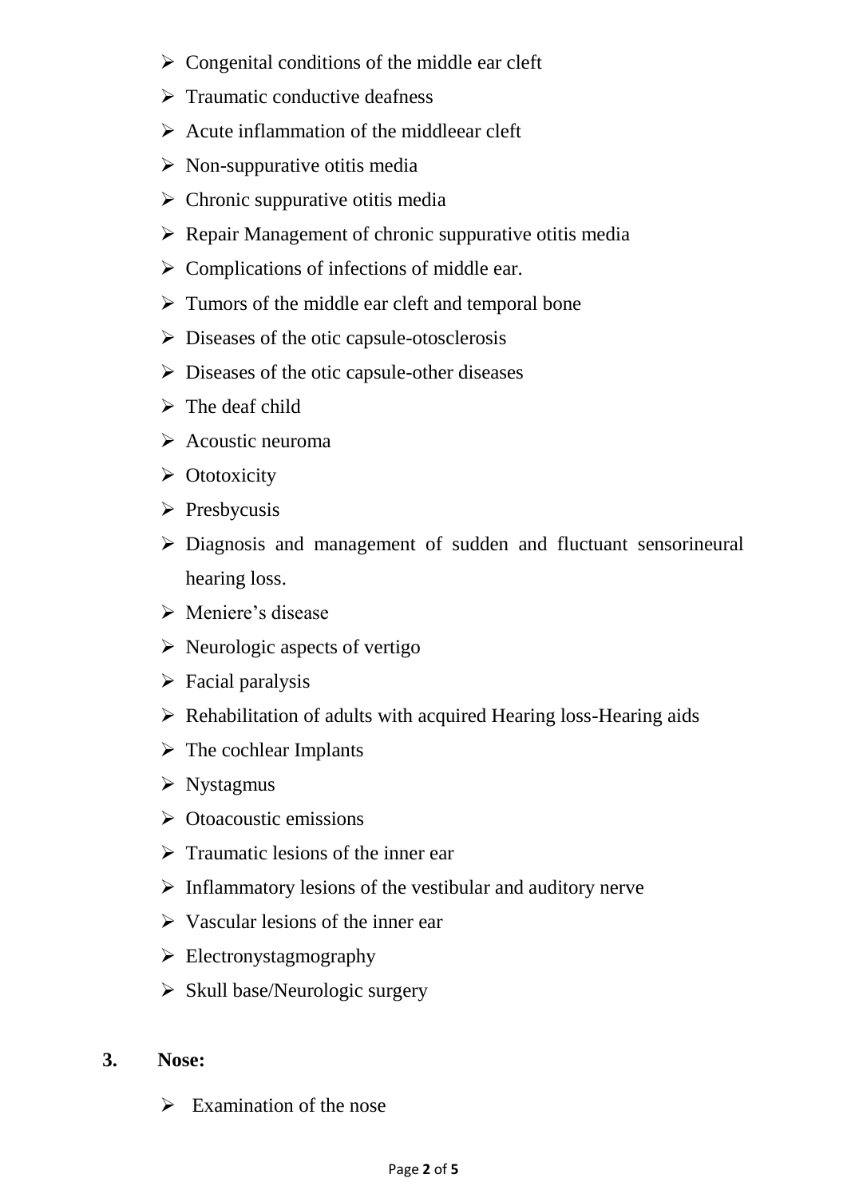- Congenital conditions of the middle ear cleft
- Traumatic conductive deafness
- Acute inflammation of the middleear cleft
- Non-suppurative otitis media
- Chronic suppurative otitis media
- Repair Management of chronic suppurative otitis media
- Complications of infections of middle ear.
- Tumors of the middle ear cleft and temporal bone
- Diseases of the otic capsule-otosclerosis
- Diseases of the otic capsule-other diseases
- The deaf child
- Acoustic neuroma
- Ototoxicity
- Presbycusis
- Diagnosis and management of sudden and fluctuant sensorineural hearing loss.
- Meniere's disease
- Neurologic aspects of vertigo
- Facial paralysis
- Rehabilitation of adults with acquired Hearing loss-Hearing aids
- The cochlear Implants
- Nystagmus
- Otoacoustic emissions
- Traumatic lesions of the inner ear
- Inflammatory lesions of the vestibular and auditory nerve
- Vascular lesions of the inner ear
- Electronystagmography
- Skull base/Neurologic surgery

**3. Nose:**

- Examination of the nose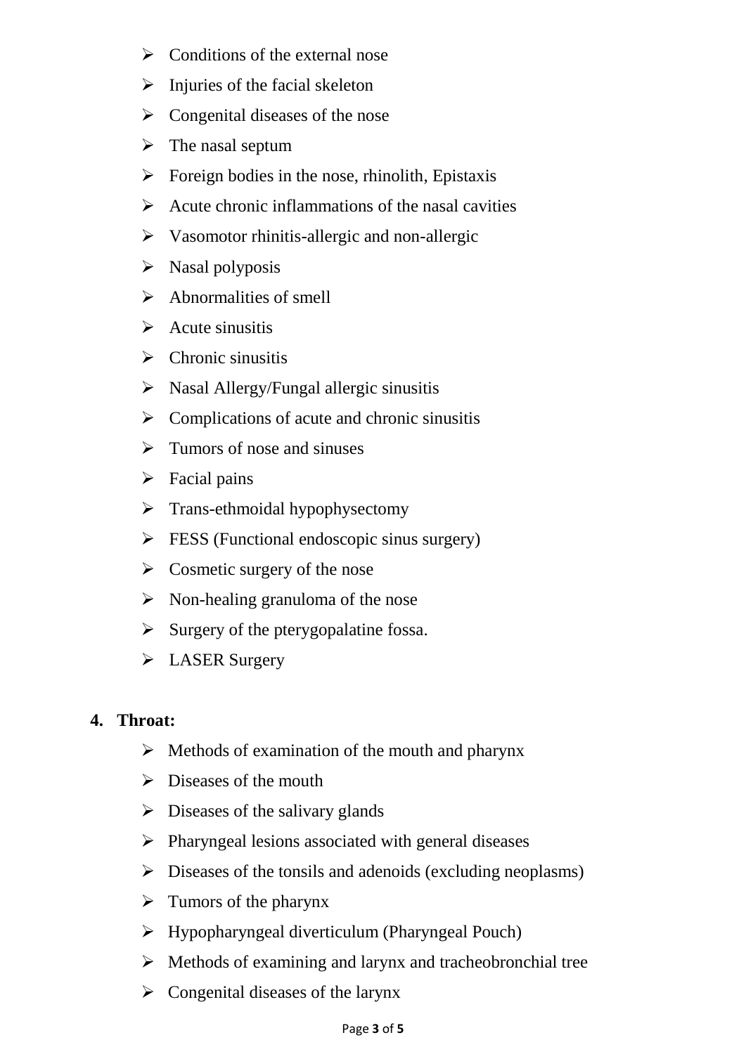- Conditions of the external nose
- Injuries of the facial skeleton
- Congenital diseases of the nose
- The nasal septum
- Foreign bodies in the nose, rhinolith, Epistaxis
- Acute chronic inflammations of the nasal cavities
- Vasomotor rhinitis-allergic and non-allergic
- Nasal polyposis
- Abnormalities of smell
- Acute sinusitis
- Chronic sinusitis
- Nasal Allergy/Fungal allergic sinusitis
- Complications of acute and chronic sinusitis
- Tumors of nose and sinuses
- Facial pains
- Trans-ethmoidal hypophysectomy
- FESS (Functional endoscopic sinus surgery)
- Cosmetic surgery of the nose
- Non-healing granuloma of the nose
- Surgery of the pterygopalatine fossa.
- LASER Surgery

**4. Throat:**

- Methods of examination of the mouth and pharynx
- Diseases of the mouth
- Diseases of the salivary glands
- Pharyngeal lesions associated with general diseases
- Diseases of the tonsils and adenoids (excluding neoplasms)
- Tumors of the pharynx
- Hypopharyngeal diverticulum (Pharyngeal Pouch)
- Methods of examining and larynx and tracheobronchial tree
- Congenital diseases of the larynx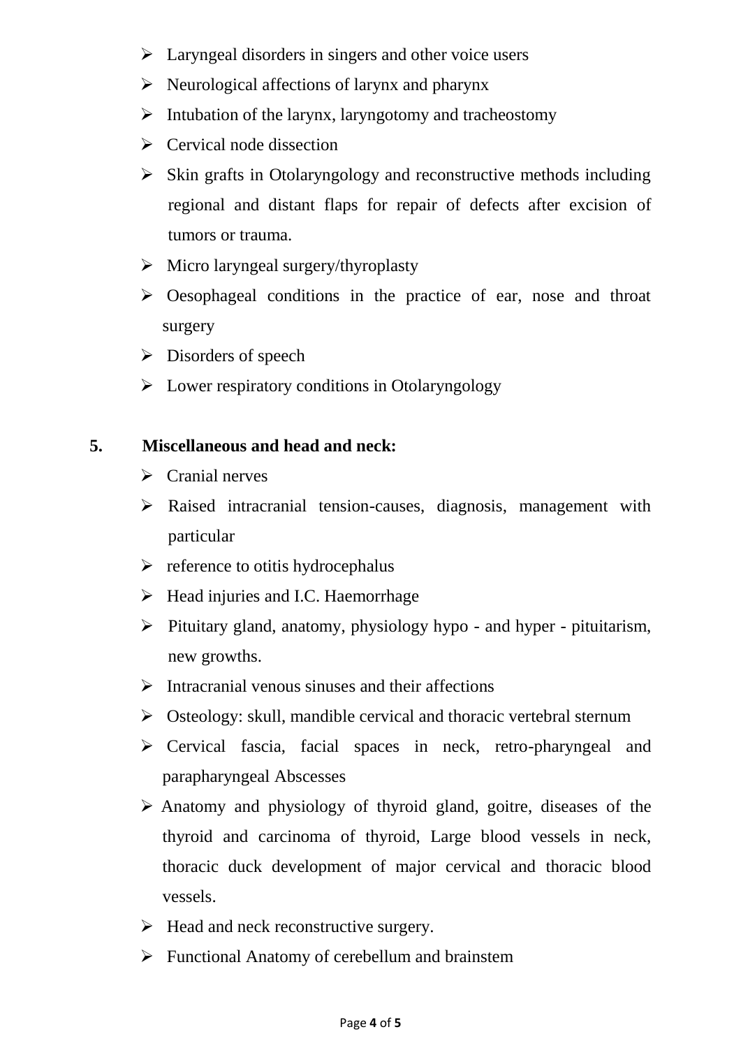- Laryngeal disorders in singers and other voice users
- Neurological affections of larynx and pharynx
- Intubation of the larynx, laryngotomy and tracheostomy
- Cervical node dissection
- Skin grafts in Otolaryngology and reconstructive methods including regional and distant flaps for repair of defects after excision of tumors or trauma.
- Micro laryngeal surgery/thyroplasty
- Oesophageal conditions in the practice of ear, nose and throat surgery
- Disorders of speech
- Lower respiratory conditions in Otolaryngology

**5. Miscellaneous and head and neck:**

- Cranial nerves
- Raised intracranial tension-causes, diagnosis, management with particular
- reference to otitis hydrocephalus
- Head injuries and I.C. Haemorrhage
- Pituitary gland, anatomy, physiology hypo - and hyper - pituitarism, new growths.
- Intracranial venous sinuses and their affections
- Osteology: skull, mandible cervical and thoracic vertebral sternum
- Cervical fascia, facial spaces in neck, retro-pharyngeal and parapharyngeal Abscesses
- Anatomy and physiology of thyroid gland, goitre, diseases of the thyroid and carcinoma of thyroid, Large blood vessels in neck, thoracic duck development of major cervical and thoracic blood vessels.
- Head and neck reconstructive surgery.
- Functional Anatomy of cerebellum and brainstem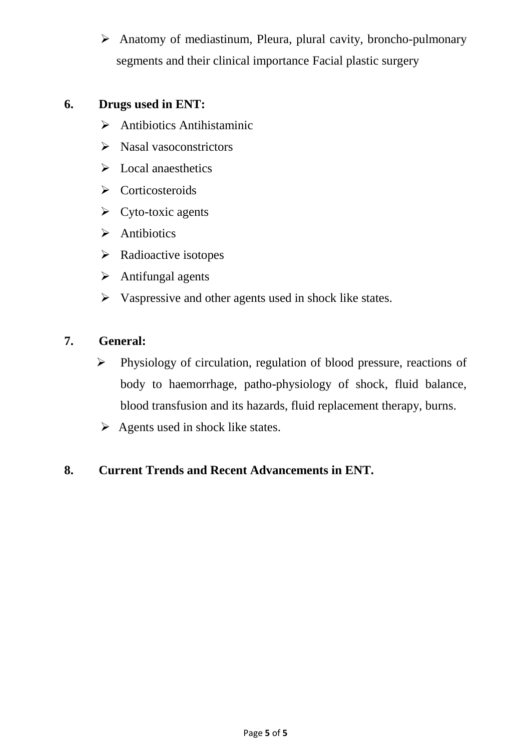- Anatomy of mediastinum, Pleura, plural cavity, broncho-pulmonary segments and their clinical importance Facial plastic surgery

**6. Drugs used in ENT:**

- Antibiotics Antihistaminic
- Nasal vasoconstrictors
- Local anaesthetics
- Corticosteroids
- Cyto-toxic agents
- Antibiotics
- Radioactive isotopes
- Antifungal agents
- Vaspressive and other agents used in shock like states.

**7. General:**

- Physiology of circulation, regulation of blood pressure, reactions of body to haemorrhage, patho-physiology of shock, fluid balance, blood transfusion and its hazards, fluid replacement therapy, burns.
- Agents used in shock like states.

**8. Current Trends and Recent Advancements in ENT.**